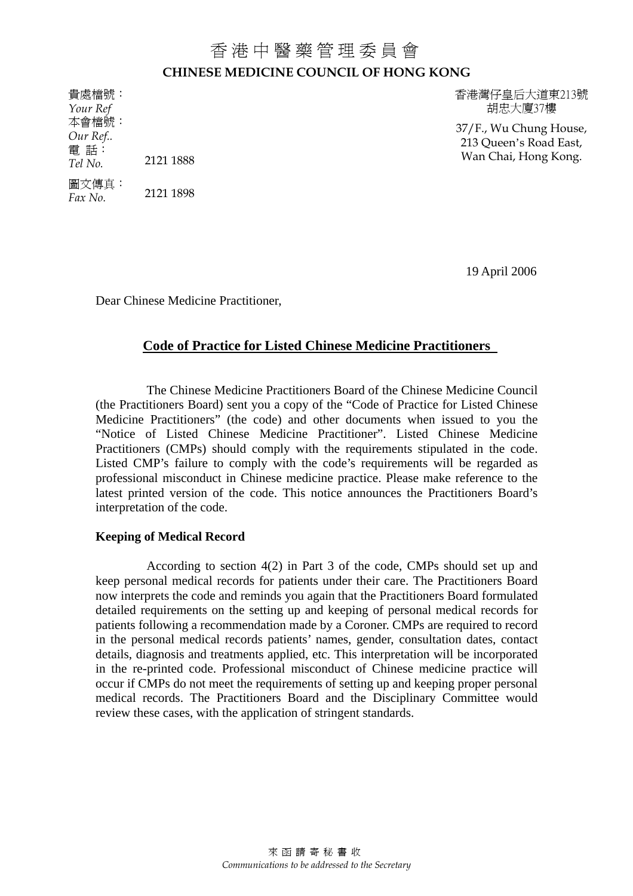# 香港中醫藥管理委員會

## CHINESE MEDICINE COUNCIL OF HONG KONG

貴處檔號：
*Your Ref*
本會檔號：
*Our Ref..*
電 話：
*Tel No.* 2121 1888
圖文傳真：
*Fax No.* 2121 1898

香港灣仔皇后大道東213號
胡忠大廈37樓

37/F., Wu Chung House,
213 Queen's Road East,
Wan Chai, Hong Kong.

19 April 2006

Dear Chinese Medicine Practitioner,

**Code of Practice for Listed Chinese Medicine Practitioners**

The Chinese Medicine Practitioners Board of the Chinese Medicine Council (the Practitioners Board) sent you a copy of the "Code of Practice for Listed Chinese Medicine Practitioners" (the code) and other documents when issued to you the "Notice of Listed Chinese Medicine Practitioner". Listed Chinese Medicine Practitioners (CMPs) should comply with the requirements stipulated in the code. Listed CMP's failure to comply with the code's requirements will be regarded as professional misconduct in Chinese medicine practice. Please make reference to the latest printed version of the code. This notice announces the Practitioners Board's interpretation of the code.

**Keeping of Medical Record**

According to section 4(2) in Part 3 of the code, CMPs should set up and keep personal medical records for patients under their care. The Practitioners Board now interprets the code and reminds you again that the Practitioners Board formulated detailed requirements on the setting up and keeping of personal medical records for patients following a recommendation made by a Coroner. CMPs are required to record in the personal medical records patients' names, gender, consultation dates, contact details, diagnosis and treatments applied, etc. This interpretation will be incorporated in the re-printed code. Professional misconduct of Chinese medicine practice will occur if CMPs do not meet the requirements of setting up and keeping proper personal medical records. The Practitioners Board and the Disciplinary Committee would review these cases, with the application of stringent standards.

來函請寄秘書收
*Communications to be addressed to the Secretary*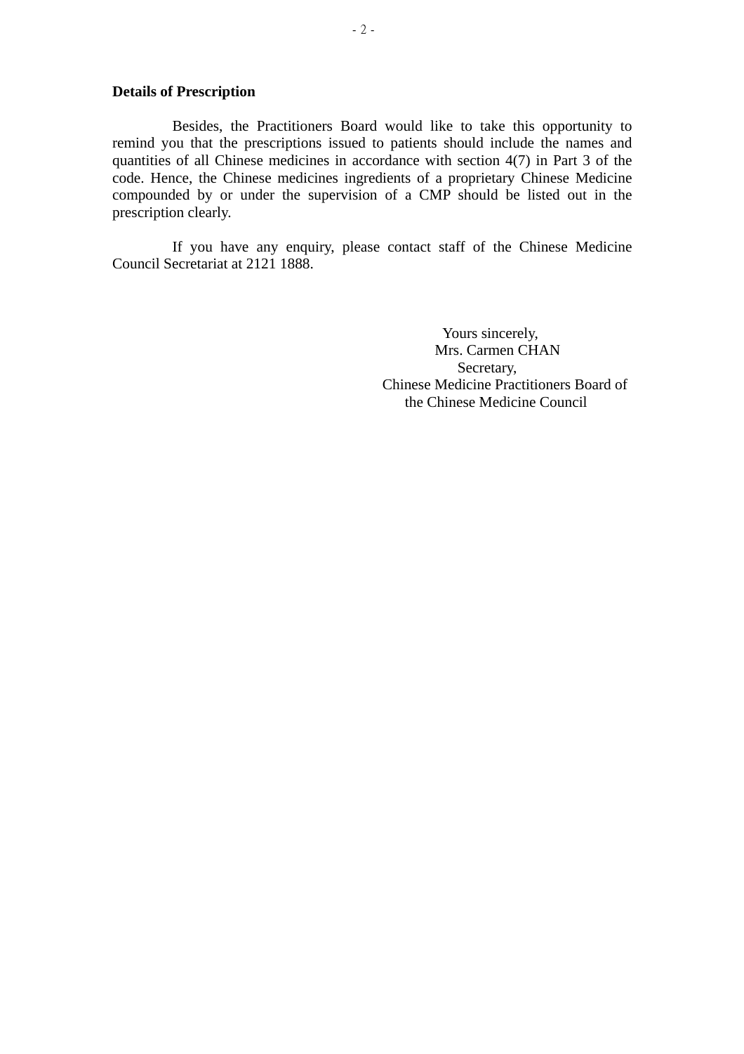**Details of Prescription**

Besides, the Practitioners Board would like to take this opportunity to remind you that the prescriptions issued to patients should include the names and quantities of all Chinese medicines in accordance with section 4(7) in Part 3 of the code. Hence, the Chinese medicines ingredients of a proprietary Chinese Medicine compounded by or under the supervision of a CMP should be listed out in the prescription clearly.

If you have any enquiry, please contact staff of the Chinese Medicine Council Secretariat at 2121 1888.

Yours sincerely,  
Mrs. Carmen CHAN  
Secretary,  
Chinese Medicine Practitioners Board of the Chinese Medicine Council